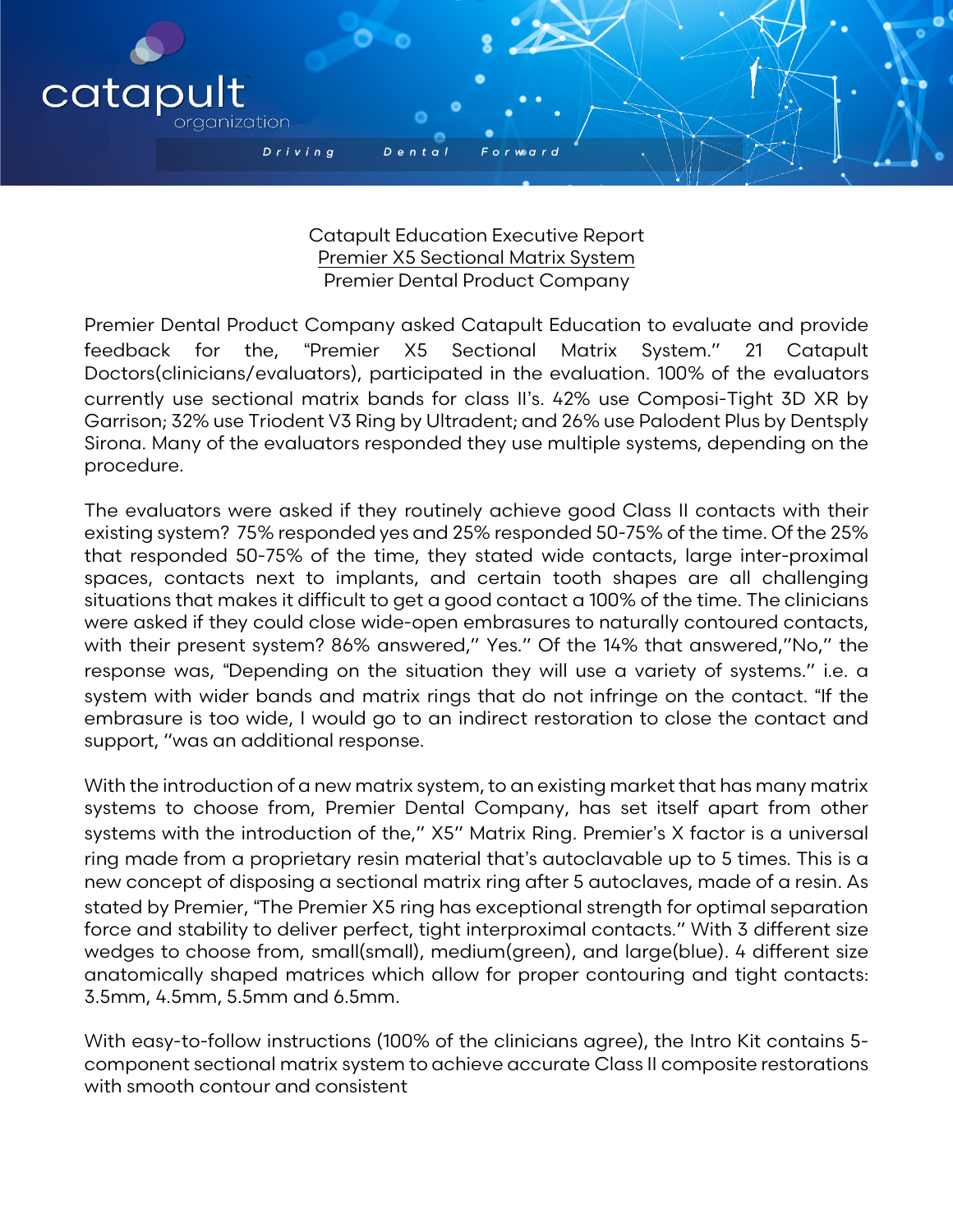Catapult Education Executive Report
Premier X5 Sectional Matrix System
Premier Dental Product Company

Premier Dental Product Company asked Catapult Education to evaluate and provide feedback for the, "Premier X5 Sectional Matrix System." 21 Catapult Doctors(clinicians/evaluators), participated in the evaluation. 100% of the evaluators currently use sectional matrix bands for class II's. 42% use Composi-Tight 3D XR by Garrison; 32% use Triodent V3 Ring by Ultradent; and 26% use Palodent Plus by Dentsply Sirona. Many of the evaluators responded they use multiple systems, depending on the procedure.

The evaluators were asked if they routinely achieve good Class II contacts with their existing system? 75% responded yes and 25% responded 50-75% of the time. Of the 25% that responded 50-75% of the time, they stated wide contacts, large inter-proximal spaces, contacts next to implants, and certain tooth shapes are all challenging situations that makes it difficult to get a good contact a 100% of the time. The clinicians were asked if they could close wide-open embrasures to naturally contoured contacts, with their present system? 86% answered," Yes." Of the 14% that answered,"No," the response was, "Depending on the situation they will use a variety of systems." i.e. a system with wider bands and matrix rings that do not infringe on the contact. "If the embrasure is too wide, I would go to an indirect restoration to close the contact and support, "was an additional response.

With the introduction of a new matrix system, to an existing market that has many matrix systems to choose from, Premier Dental Company, has set itself apart from other systems with the introduction of the," X5" Matrix Ring. Premier's X factor is a universal ring made from a proprietary resin material that's autoclavable up to 5 times. This is a new concept of disposing a sectional matrix ring after 5 autoclaves, made of a resin. As stated by Premier, "The Premier X5 ring has exceptional strength for optimal separation force and stability to deliver perfect, tight interproximal contacts." With 3 different size wedges to choose from, small(small), medium(green), and large(blue). 4 different size anatomically shaped matrices which allow for proper contouring and tight contacts: 3.5mm, 4.5mm, 5.5mm and 6.5mm.

With easy-to-follow instructions (100% of the clinicians agree), the Intro Kit contains 5-component sectional matrix system to achieve accurate Class II composite restorations with smooth contour and consistent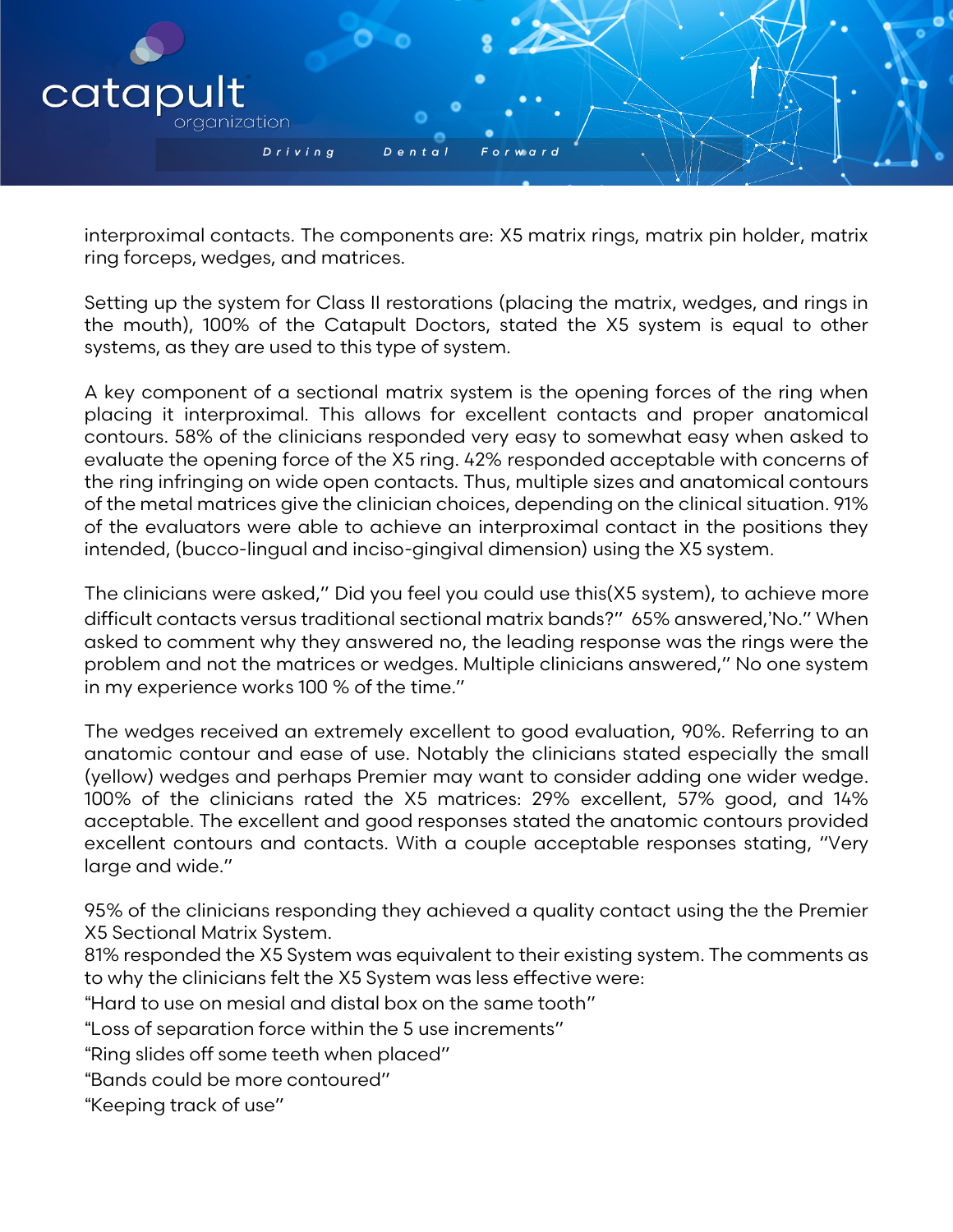interproximal contacts. The components are: X5 matrix rings, matrix pin holder, matrix ring forceps, wedges, and matrices.

Setting up the system for Class II restorations (placing the matrix, wedges, and rings in the mouth), 100% of the Catapult Doctors, stated the X5 system is equal to other systems, as they are used to this type of system.

A key component of a sectional matrix system is the opening forces of the ring when placing it interproximal. This allows for excellent contacts and proper anatomical contours. 58% of the clinicians responded very easy to somewhat easy when asked to evaluate the opening force of the X5 ring. 42% responded acceptable with concerns of the ring infringing on wide open contacts. Thus, multiple sizes and anatomical contours of the metal matrices give the clinician choices, depending on the clinical situation. 91% of the evaluators were able to achieve an interproximal contact in the positions they intended, (bucco-lingual and inciso-gingival dimension) using the X5 system.

The clinicians were asked," Did you feel you could use this(X5 system), to achieve more difficult contacts versus traditional sectional matrix bands?" 65% answered,'No." When asked to comment why they answered no, the leading response was the rings were the problem and not the matrices or wedges. Multiple clinicians answered," No one system in my experience works 100 % of the time."

The wedges received an extremely excellent to good evaluation, 90%. Referring to an anatomic contour and ease of use. Notably the clinicians stated especially the small (yellow) wedges and perhaps Premier may want to consider adding one wider wedge. 100% of the clinicians rated the X5 matrices: 29% excellent, 57% good, and 14% acceptable. The excellent and good responses stated the anatomic contours provided excellent contours and contacts. With a couple acceptable responses stating, "Very large and wide."

95% of the clinicians responding they achieved a quality contact using the the Premier X5 Sectional Matrix System.
81% responded the X5 System was equivalent to their existing system. The comments as to why the clinicians felt the X5 System was less effective were:

"Hard to use on mesial and distal box on the same tooth"

"Loss of separation force within the 5 use increments"

"Ring slides off some teeth when placed"

"Bands could be more contoured"

"Keeping track of use"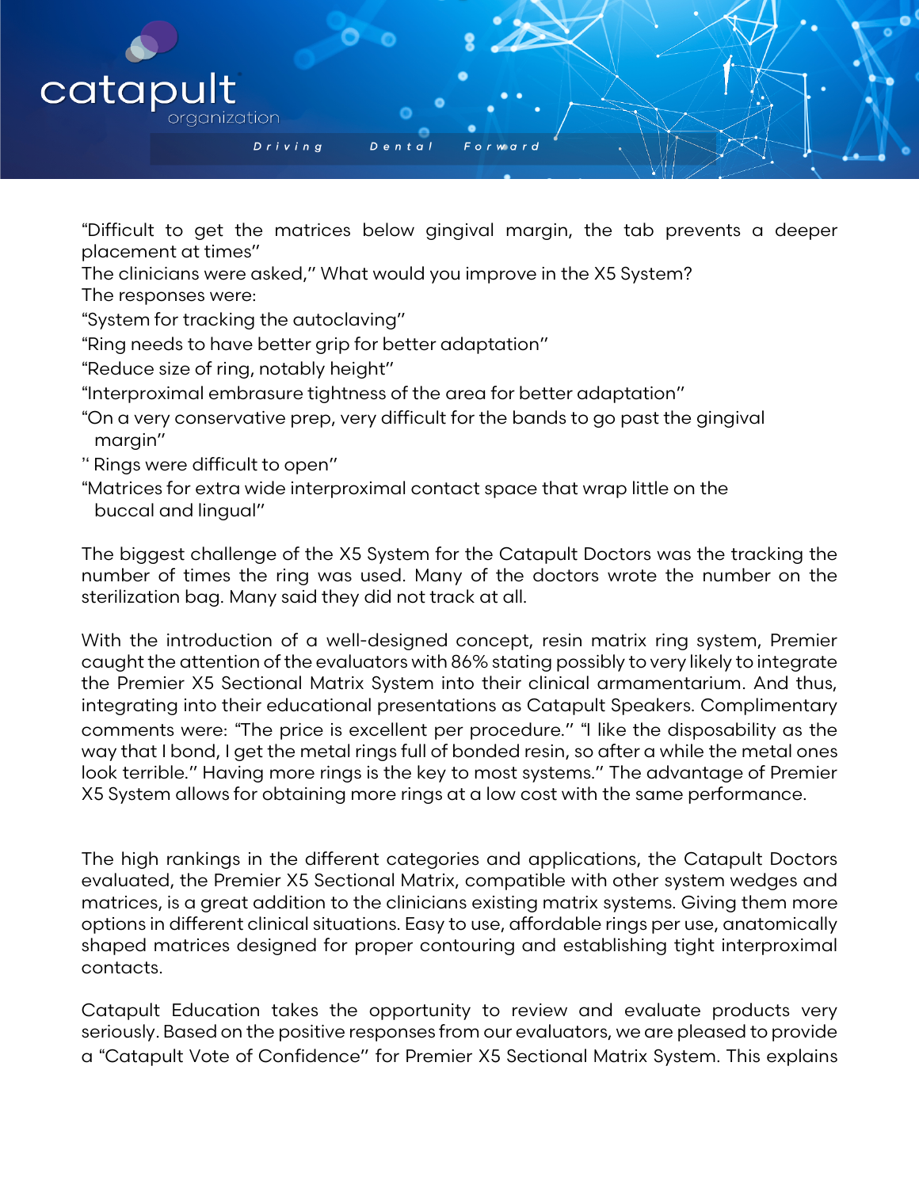"Difficult to get the matrices below gingival margin, the tab prevents a deeper placement at times"

The clinicians were asked," What would you improve in the X5 System?

The responses were:

"System for tracking the autoclaving"

"Ring needs to have better grip for better adaptation"

"Reduce size of ring, notably height"

"Interproximal embrasure tightness of the area for better adaptation"

"On a very conservative prep, very difficult for the bands to go past the gingival margin"

" Rings were difficult to open"

"Matrices for extra wide interproximal contact space that wrap little on the buccal and lingual"

The biggest challenge of the X5 System for the Catapult Doctors was the tracking the number of times the ring was used. Many of the doctors wrote the number on the sterilization bag. Many said they did not track at all.

With the introduction of a well-designed concept, resin matrix ring system, Premier caught the attention of the evaluators with 86% stating possibly to very likely to integrate the Premier X5 Sectional Matrix System into their clinical armamentarium. And thus, integrating into their educational presentations as Catapult Speakers. Complimentary comments were: "The price is excellent per procedure." "I like the disposability as the way that I bond, I get the metal rings full of bonded resin, so after a while the metal ones look terrible." Having more rings is the key to most systems." The advantage of Premier X5 System allows for obtaining more rings at a low cost with the same performance.

The high rankings in the different categories and applications, the Catapult Doctors evaluated, the Premier X5 Sectional Matrix, compatible with other system wedges and matrices, is a great addition to the clinicians existing matrix systems. Giving them more options in different clinical situations. Easy to use, affordable rings per use, anatomically shaped matrices designed for proper contouring and establishing tight interproximal contacts.

Catapult Education takes the opportunity to review and evaluate products very seriously. Based on the positive responses from our evaluators, we are pleased to provide a "Catapult Vote of Confidence" for Premier X5 Sectional Matrix System. This explains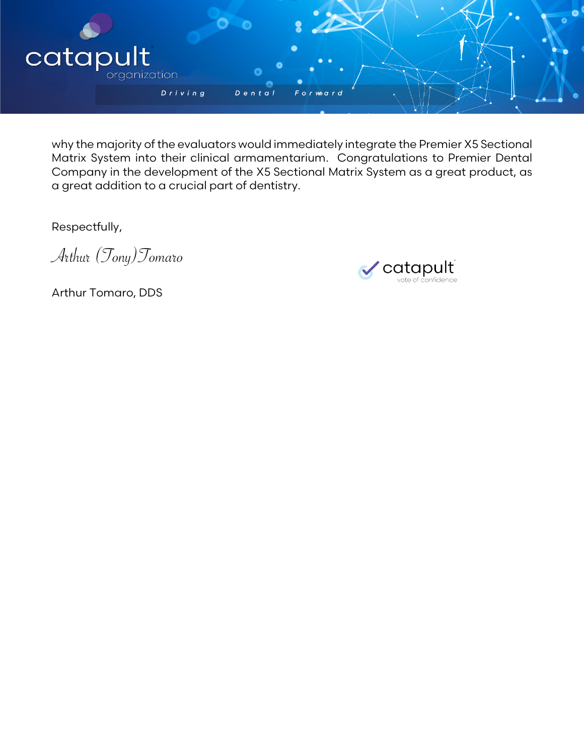why the majority of the evaluators would immediately integrate the Premier X5 Sectional Matrix System into their clinical armamentarium. Congratulations to Premier Dental Company in the development of the X5 Sectional Matrix System as a great product, as a great addition to a crucial part of dentistry.

Respectfully,

*Arthur (Tony) Tomaro*

Arthur Tomaro, DDS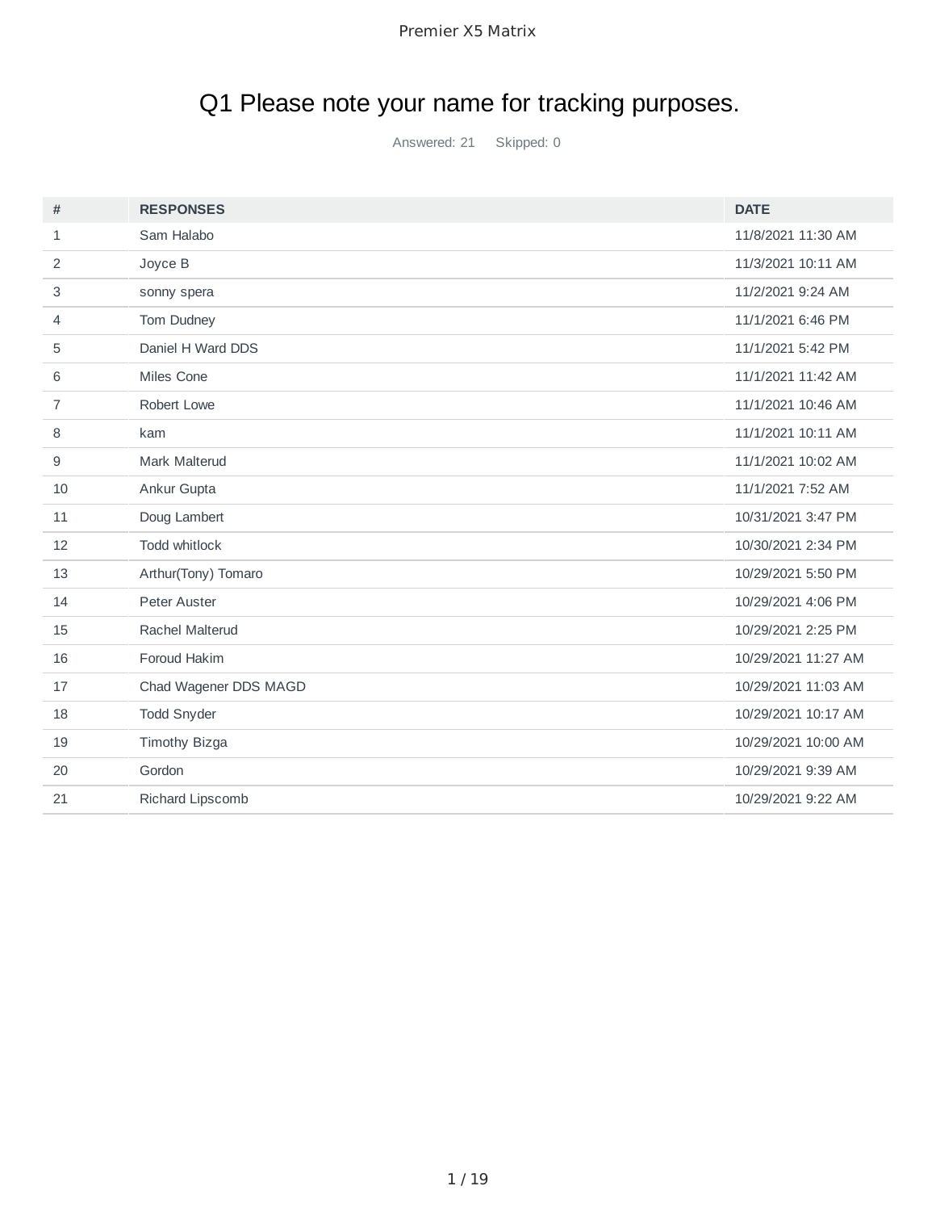# Q1 Please note your name for tracking purposes.

Answered: 21 Skipped: 0

| # | RESPONSES | DATE |
|---|---|---|
| 1 | Sam Halabo | 11/8/2021 11:30 AM |
| 2 | Joyce B | 11/3/2021 10:11 AM |
| 3 | sonny spera | 11/2/2021 9:24 AM |
| 4 | Tom Dudney | 11/1/2021 6:46 PM |
| 5 | Daniel H Ward DDS | 11/1/2021 5:42 PM |
| 6 | Miles Cone | 11/1/2021 11:42 AM |
| 7 | Robert Lowe | 11/1/2021 10:46 AM |
| 8 | kam | 11/1/2021 10:11 AM |
| 9 | Mark Malterud | 11/1/2021 10:02 AM |
| 10 | Ankur Gupta | 11/1/2021 7:52 AM |
| 11 | Doug Lambert | 10/31/2021 3:47 PM |
| 12 | Todd whitlock | 10/30/2021 2:34 PM |
| 13 | Arthur(Tony) Tomaro | 10/29/2021 5:50 PM |
| 14 | Peter Auster | 10/29/2021 4:06 PM |
| 15 | Rachel Malterud | 10/29/2021 2:25 PM |
| 16 | Foroud Hakim | 10/29/2021 11:27 AM |
| 17 | Chad Wagener DDS MAGD | 10/29/2021 11:03 AM |
| 18 | Todd Snyder | 10/29/2021 10:17 AM |
| 19 | Timothy Bizga | 10/29/2021 10:00 AM |
| 20 | Gordon | 10/29/2021 9:39 AM |
| 21 | Richard Lipscomb | 10/29/2021 9:22 AM |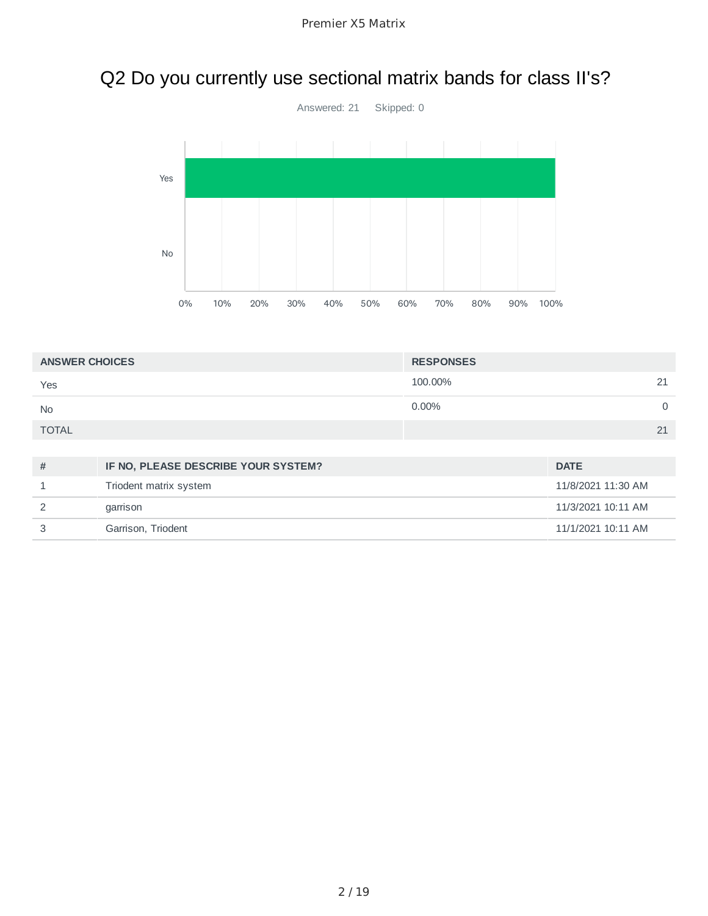# Q2 Do you currently use sectional matrix bands for class II's?

Answered: 21 Skipped: 0

| ANSWER CHOICES | RESPONSES | |
|---|---|---|
| Yes | 100.00% | 21 |
| No | 0.00% | 0 |
| TOTAL | | 21 |

| # | IF NO, PLEASE DESCRIBE YOUR SYSTEM? | DATE |
|---|---|---|
| 1 | Triodent matrix system | 11/8/2021 11:30 AM |
| 2 | garrison | 11/3/2021 10:11 AM |
| 3 | Garrison, Triodent | 11/1/2021 10:11 AM |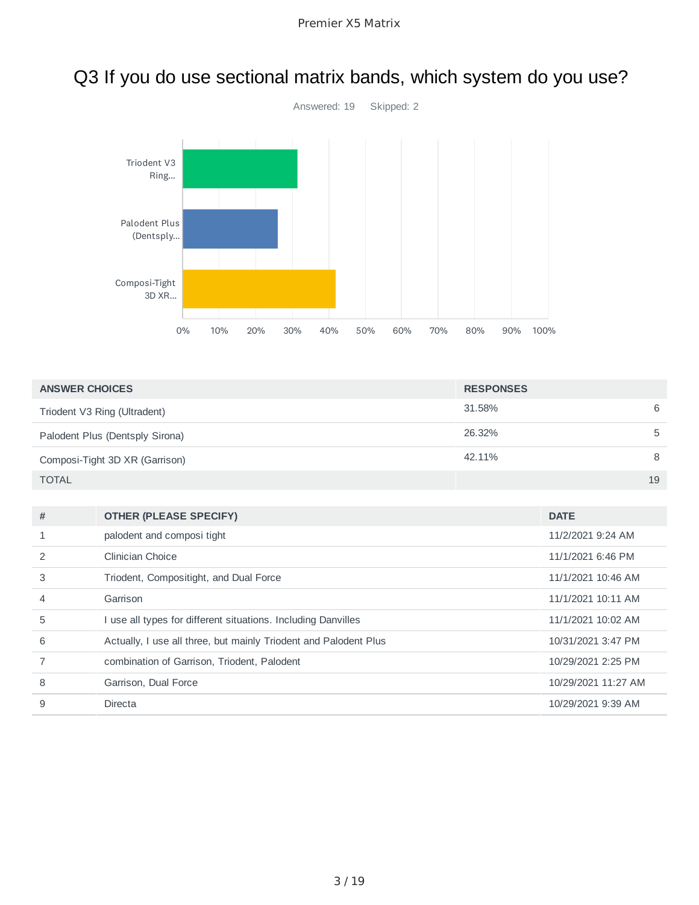# Q3 If you do use sectional matrix bands, which system do you use?

Answered: 19 Skipped: 2

| ANSWER CHOICES | RESPONSES | |
|---|---|---|
| Triodent V3 Ring (Ultradent) | 31.58% | 6 |
| Palodent Plus (Dentsply Sirona) | 26.32% | 5 |
| Composi-Tight 3D XR (Garrison) | 42.11% | 8 |
| TOTAL | | 19 |

| # | OTHER (PLEASE SPECIFY) | DATE |
|---|---|---|
| 1 | palodent and composi tight | 11/2/2021 9:24 AM |
| 2 | Clinician Choice | 11/1/2021 6:46 PM |
| 3 | Triodent, Compositight, and Dual Force | 11/1/2021 10:46 AM |
| 4 | Garrison | 11/1/2021 10:11 AM |
| 5 | I use all types for different situations. Including Danvilles | 11/1/2021 10:02 AM |
| 6 | Actually, I use all three, but mainly Triodent and Palodent Plus | 10/31/2021 3:47 PM |
| 7 | combination of Garrison, Triodent, Palodent | 10/29/2021 2:25 PM |
| 8 | Garrison, Dual Force | 10/29/2021 11:27 AM |
| 9 | Directa | 10/29/2021 9:39 AM |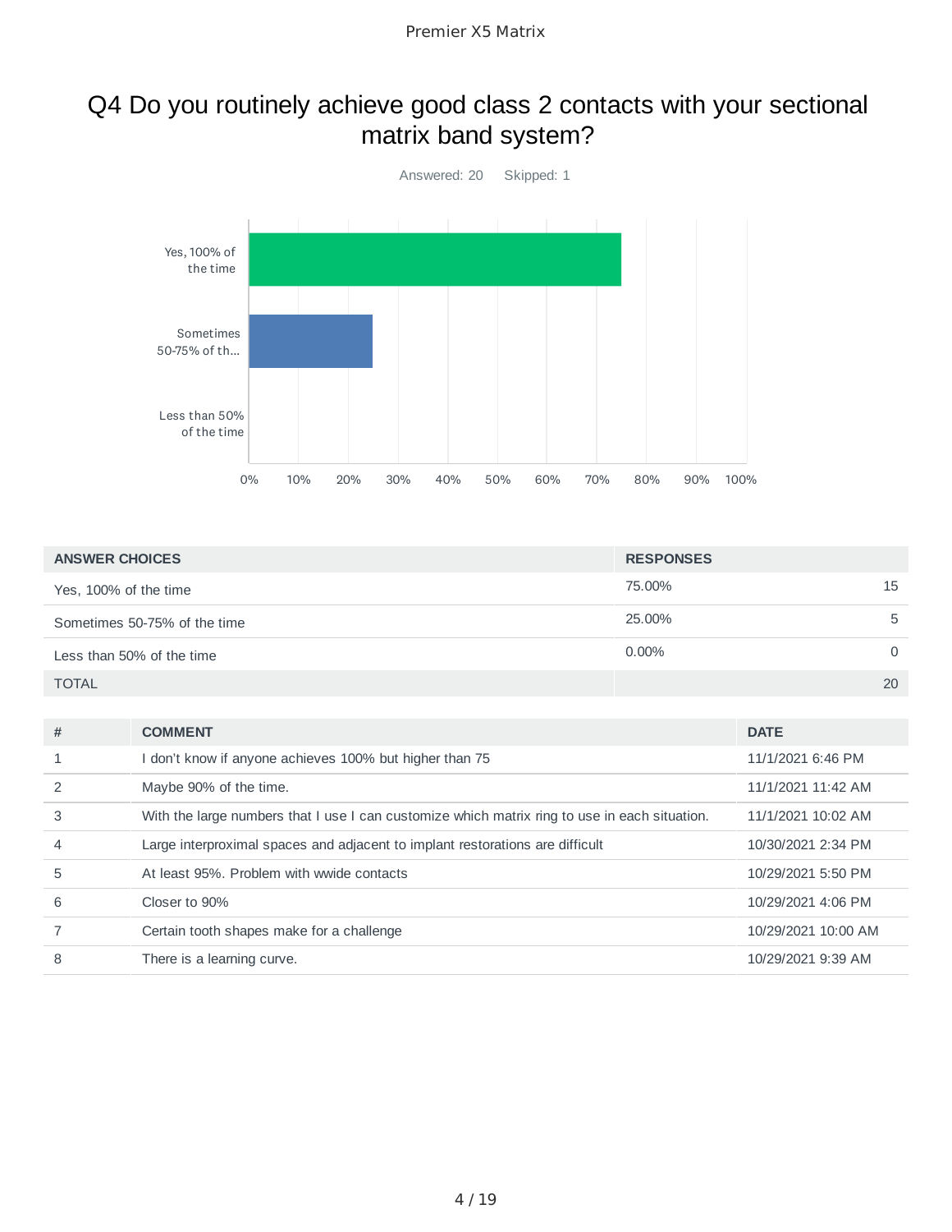## Q4 Do you routinely achieve good class 2 contacts with your sectional matrix band system?

Answered: 20 Skipped: 1

| ANSWER CHOICES | RESPONSES | |
|---|---|---|
| Yes, 100% of the time | 75.00% | 15 |
| Sometimes 50-75% of the time | 25.00% | 5 |
| Less than 50% of the time | 0.00% | 0 |
| TOTAL | | 20 |

| # | COMMENT | DATE |
|---|---|---|
| 1 | I don't know if anyone achieves 100% but higher than 75 | 11/1/2021 6:46 PM |
| 2 | Maybe 90% of the time. | 11/1/2021 11:42 AM |
| 3 | With the large numbers that I use I can customize which matrix ring to use in each situation. | 11/1/2021 10:02 AM |
| 4 | Large interproximal spaces and adjacent to implant restorations are difficult | 10/30/2021 2:34 PM |
| 5 | At least 95%. Problem with wwide contacts | 10/29/2021 5:50 PM |
| 6 | Closer to 90% | 10/29/2021 4:06 PM |
| 7 | Certain tooth shapes make for a challenge | 10/29/2021 10:00 AM |
| 8 | There is a learning curve. | 10/29/2021 9:39 AM |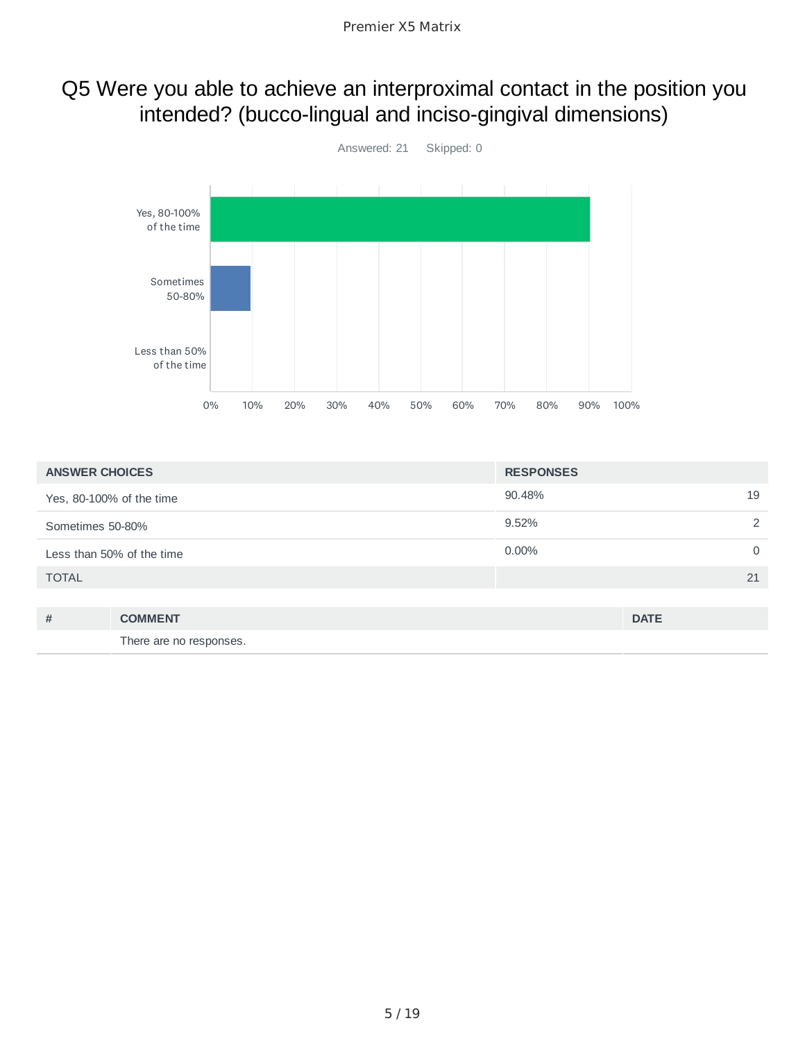# Q5 Were you able to achieve an interproximal contact in the position you intended? (bucco-lingual and inciso-gingival dimensions)

Answered: 21 Skipped: 0

| ANSWER CHOICES | RESPONSES | |
|---|---|---|
| Yes, 80-100% of the time | 90.48% | 19 |
| Sometimes 50-80% | 9.52% | 2 |
| Less than 50% of the time | 0.00% | 0 |
| TOTAL | | 21 |

| # | COMMENT | DATE |
|---|---|---|
| | There are no responses. | |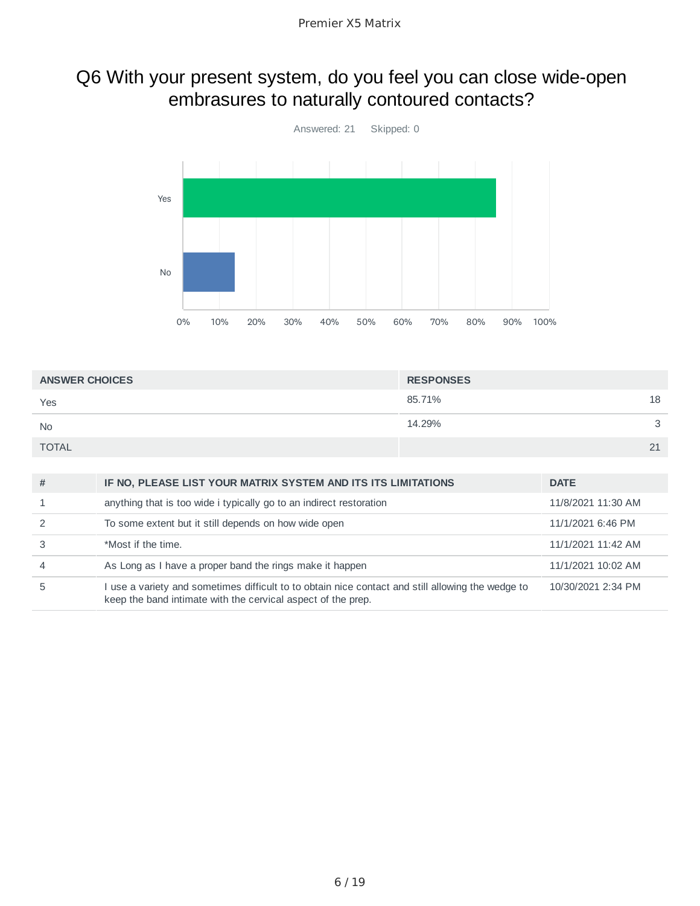# Q6 With your present system, do you feel you can close wide-open embrasures to naturally contoured contacts?

Answered: 21 Skipped: 0

| ANSWER CHOICES | RESPONSES | |
|---|---|---|
| Yes | 85.71% | 18 |
| No | 14.29% | 3 |
| TOTAL | | 21 |

| # | IF NO, PLEASE LIST YOUR MATRIX SYSTEM AND ITS ITS LIMITATIONS | DATE |
|---|---|---|
| 1 | anything that is too wide i typically go to an indirect restoration | 11/8/2021 11:30 AM |
| 2 | To some extent but it still depends on how wide open | 11/1/2021 6:46 PM |
| 3 | *Most if the time. | 11/1/2021 11:42 AM |
| 4 | As Long as I have a proper band the rings make it happen | 11/1/2021 10:02 AM |
| 5 | I use a variety and sometimes difficult to to obtain nice contact and still allowing the wedge to keep the band intimate with the cervical aspect of the prep. | 10/30/2021 2:34 PM |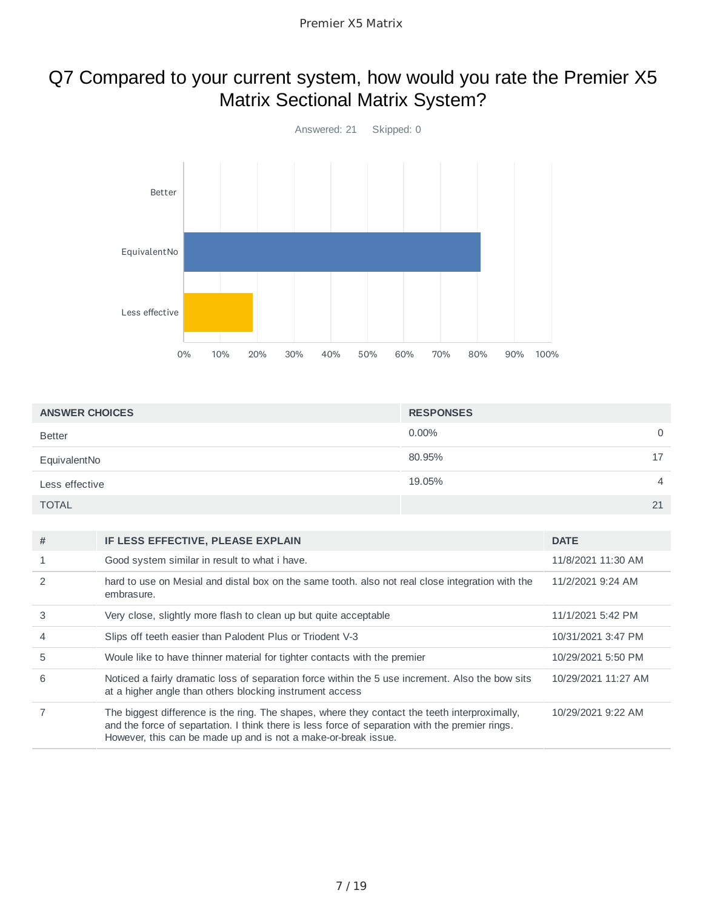# Q7 Compared to your current system, how would you rate the Premier X5 Matrix Sectional Matrix System?

Answered: 21 Skipped: 0

| ANSWER CHOICES | RESPONSES | |
|---|---|---|
| Better | 0.00% | 0 |
| EquivalentNo | 80.95% | 17 |
| Less effective | 19.05% | 4 |
| TOTAL | | 21 |

| # | IF LESS EFFECTIVE, PLEASE EXPLAIN | DATE |
|---|---|---|
| 1 | Good system similar in result to what i have. | 11/8/2021 11:30 AM |
| 2 | hard to use on Mesial and distal box on the same tooth. also not real close integration with the embrasure. | 11/2/2021 9:24 AM |
| 3 | Very close, slightly more flash to clean up but quite acceptable | 11/1/2021 5:42 PM |
| 4 | Slips off teeth easier than Palodent Plus or Triodent V-3 | 10/31/2021 3:47 PM |
| 5 | Woule like to have thinner material for tighter contacts with the premier | 10/29/2021 5:50 PM |
| 6 | Noticed a fairly dramatic loss of separation force within the 5 use increment. Also the bow sits at a higher angle than others blocking instrument access | 10/29/2021 11:27 AM |
| 7 | The biggest difference is the ring. The shapes, where they contact the teeth interproximally, and the force of separtation. I think there is less force of separation with the premier rings. However, this can be made up and is not a make-or-break issue. | 10/29/2021 9:22 AM |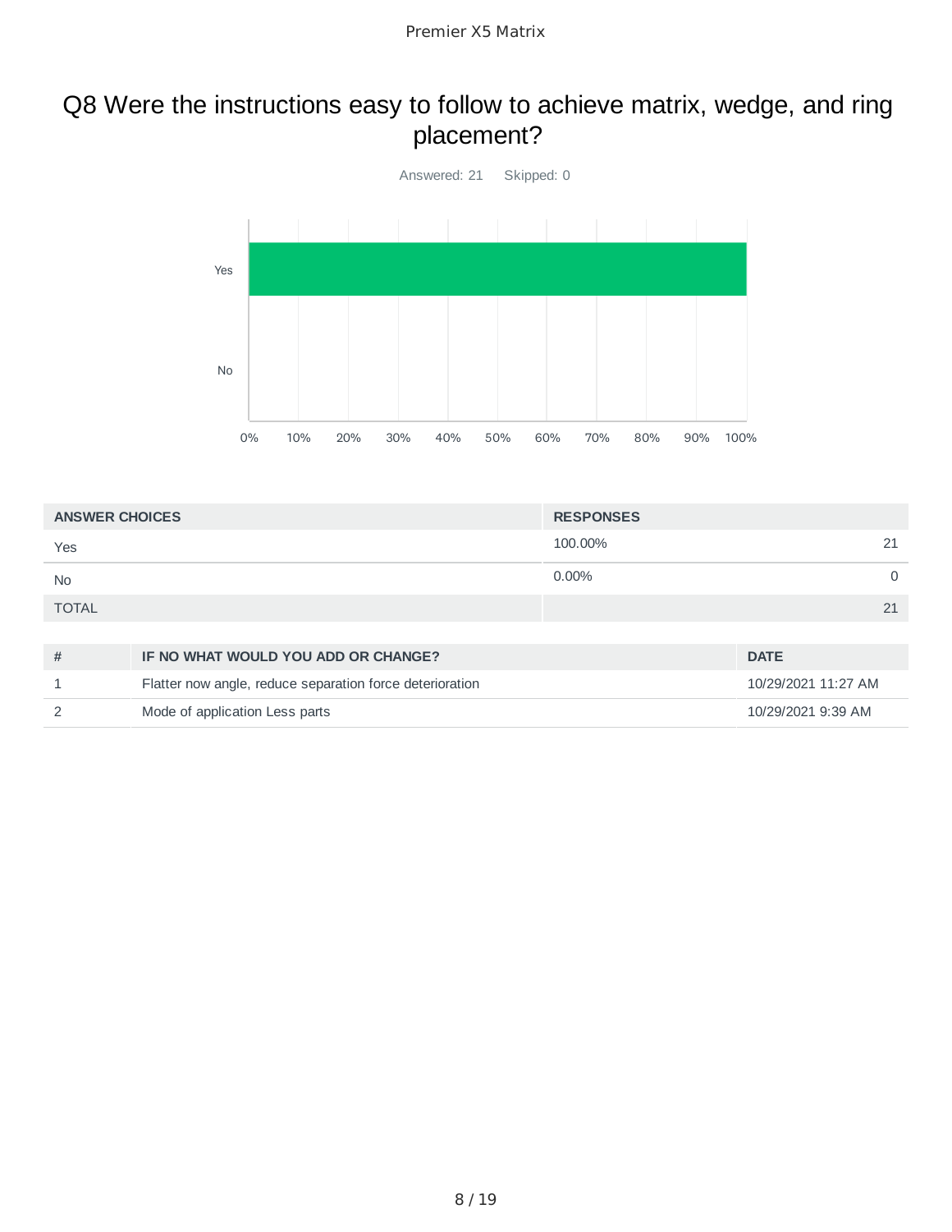# Q8 Were the instructions easy to follow to achieve matrix, wedge, and ring placement?

Answered: 21 Skipped: 0

| ANSWER CHOICES | RESPONSES | |
|---|---|---|
| Yes | 100.00% | 21 |
| No | 0.00% | 0 |
| TOTAL | | 21 |

| # | IF NO WHAT WOULD YOU ADD OR CHANGE? | DATE |
|---|---|---|
| 1 | Flatter now angle, reduce separation force deterioration | 10/29/2021 11:27 AM |
| 2 | Mode of application Less parts | 10/29/2021 9:39 AM |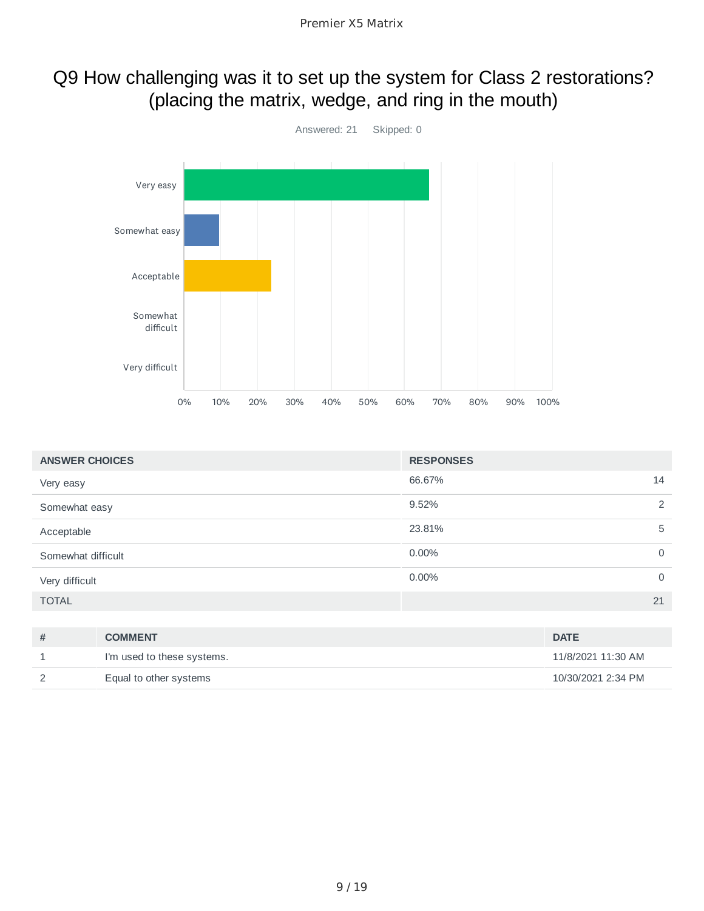# Q9 How challenging was it to set up the system for Class 2 restorations? (placing the matrix, wedge, and ring in the mouth)

Answered: 21  Skipped: 0

| ANSWER CHOICES | RESPONSES | |
|---|---|---|
| Very easy | 66.67% | 14 |
| Somewhat easy | 9.52% | 2 |
| Acceptable | 23.81% | 5 |
| Somewhat difficult | 0.00% | 0 |
| Very difficult | 0.00% | 0 |
| TOTAL | | 21 |

| # | COMMENT | DATE |
|---|---|---|
| 1 | I'm used to these systems. | 11/8/2021 11:30 AM |
| 2 | Equal to other systems | 10/30/2021 2:34 PM |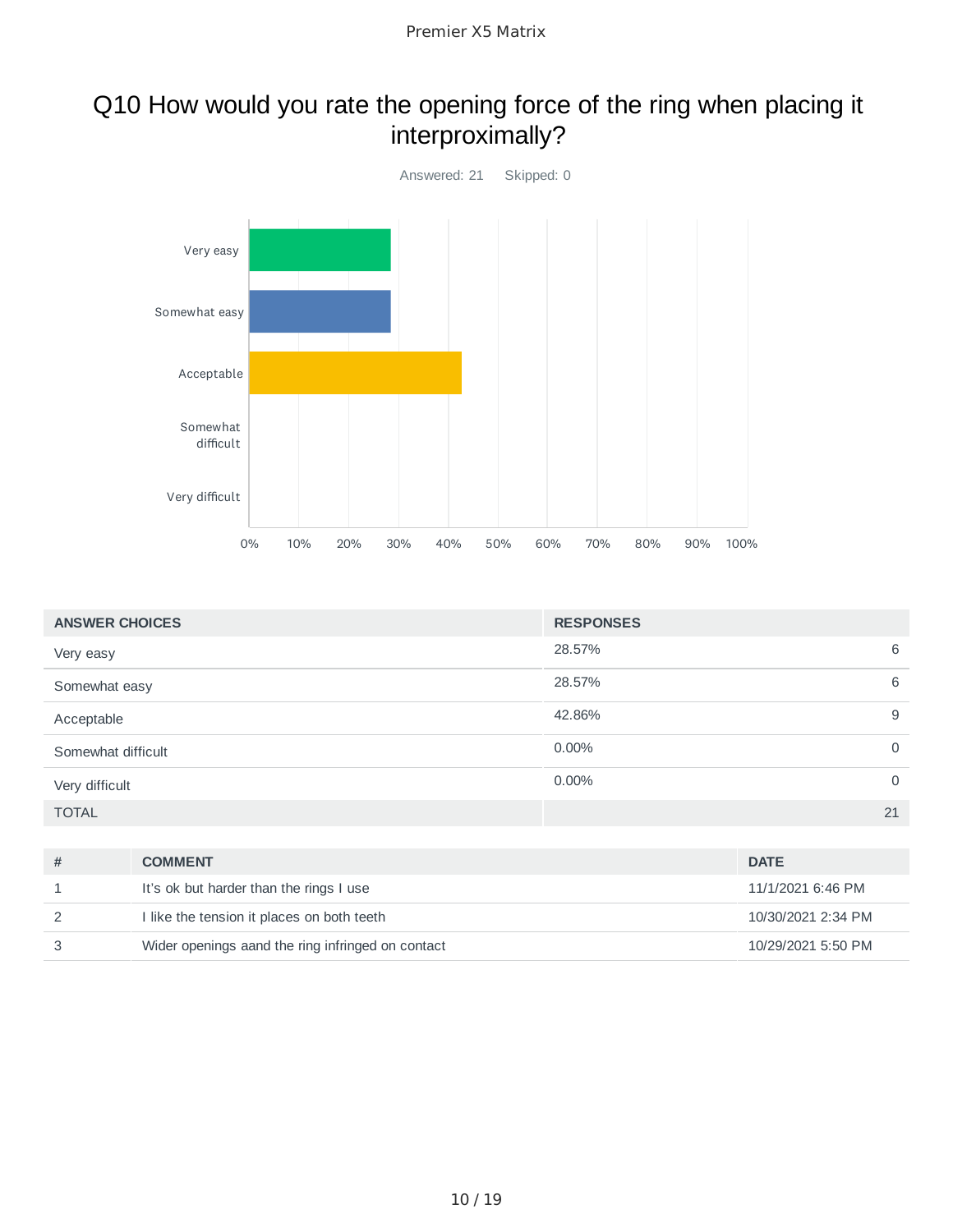# Q10 How would you rate the opening force of the ring when placing it interproximally?

Answered: 21 Skipped: 0

| ANSWER CHOICES | RESPONSES | |
|---|---|---|
| Very easy | 28.57% | 6 |
| Somewhat easy | 28.57% | 6 |
| Acceptable | 42.86% | 9 |
| Somewhat difficult | 0.00% | 0 |
| Very difficult | 0.00% | 0 |
| TOTAL | | 21 |

| # | COMMENT | DATE |
|---|---|---|
| 1 | It's ok but harder than the rings I use | 11/1/2021 6:46 PM |
| 2 | I like the tension it places on both teeth | 10/30/2021 2:34 PM |
| 3 | Wider openings aand the ring infringed on contact | 10/29/2021 5:50 PM |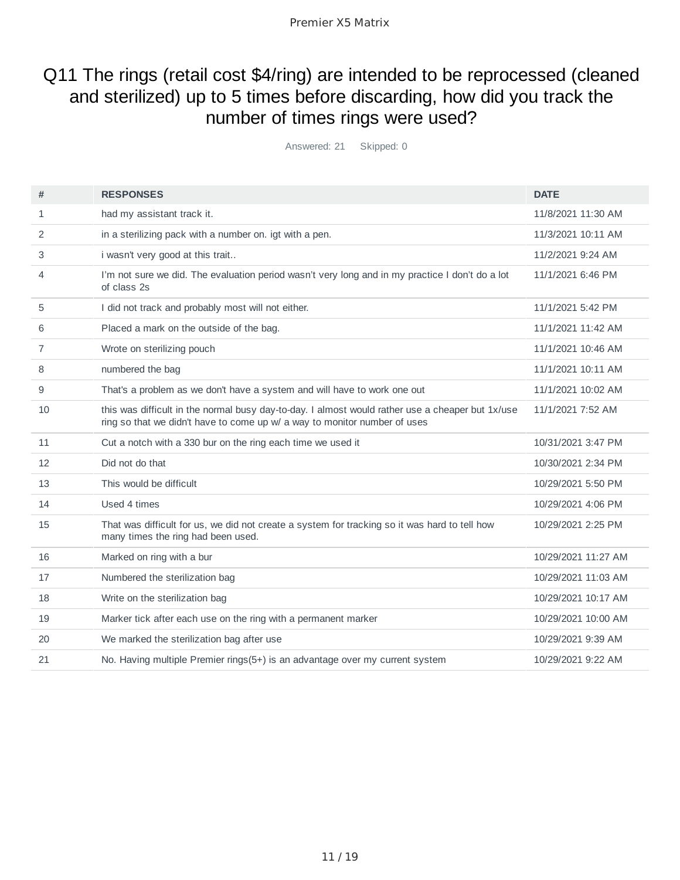# Q11 The rings (retail cost $4/ring) are intended to be reprocessed (cleaned and sterilized) up to 5 times before discarding, how did you track the number of times rings were used?

Answered: 21 Skipped: 0

| # | RESPONSES | DATE |
|---|---|---|
| 1 | had my assistant track it. | 11/8/2021 11:30 AM |
| 2 | in a sterilizing pack with a number on. igt with a pen. | 11/3/2021 10:11 AM |
| 3 | i wasn't very good at this trait.. | 11/2/2021 9:24 AM |
| 4 | I'm not sure we did. The evaluation period wasn't very long and in my practice I don't do a lot of class 2s | 11/1/2021 6:46 PM |
| 5 | I did not track and probably most will not either. | 11/1/2021 5:42 PM |
| 6 | Placed a mark on the outside of the bag. | 11/1/2021 11:42 AM |
| 7 | Wrote on sterilizing pouch | 11/1/2021 10:46 AM |
| 8 | numbered the bag | 11/1/2021 10:11 AM |
| 9 | That's a problem as we don't have a system and will have to work one out | 11/1/2021 10:02 AM |
| 10 | this was difficult in the normal busy day-to-day. I almost would rather use a cheaper but 1x/use ring so that we didn't have to come up w/ a way to monitor number of uses | 11/1/2021 7:52 AM |
| 11 | Cut a notch with a 330 bur on the ring each time we used it | 10/31/2021 3:47 PM |
| 12 | Did not do that | 10/30/2021 2:34 PM |
| 13 | This would be difficult | 10/29/2021 5:50 PM |
| 14 | Used 4 times | 10/29/2021 4:06 PM |
| 15 | That was difficult for us, we did not create a system for tracking so it was hard to tell how many times the ring had been used. | 10/29/2021 2:25 PM |
| 16 | Marked on ring with a bur | 10/29/2021 11:27 AM |
| 17 | Numbered the sterilization bag | 10/29/2021 11:03 AM |
| 18 | Write on the sterilization bag | 10/29/2021 10:17 AM |
| 19 | Marker tick after each use on the ring with a permanent marker | 10/29/2021 10:00 AM |
| 20 | We marked the sterilization bag after use | 10/29/2021 9:39 AM |
| 21 | No. Having multiple Premier rings(5+) is an advantage over my current system | 10/29/2021 9:22 AM |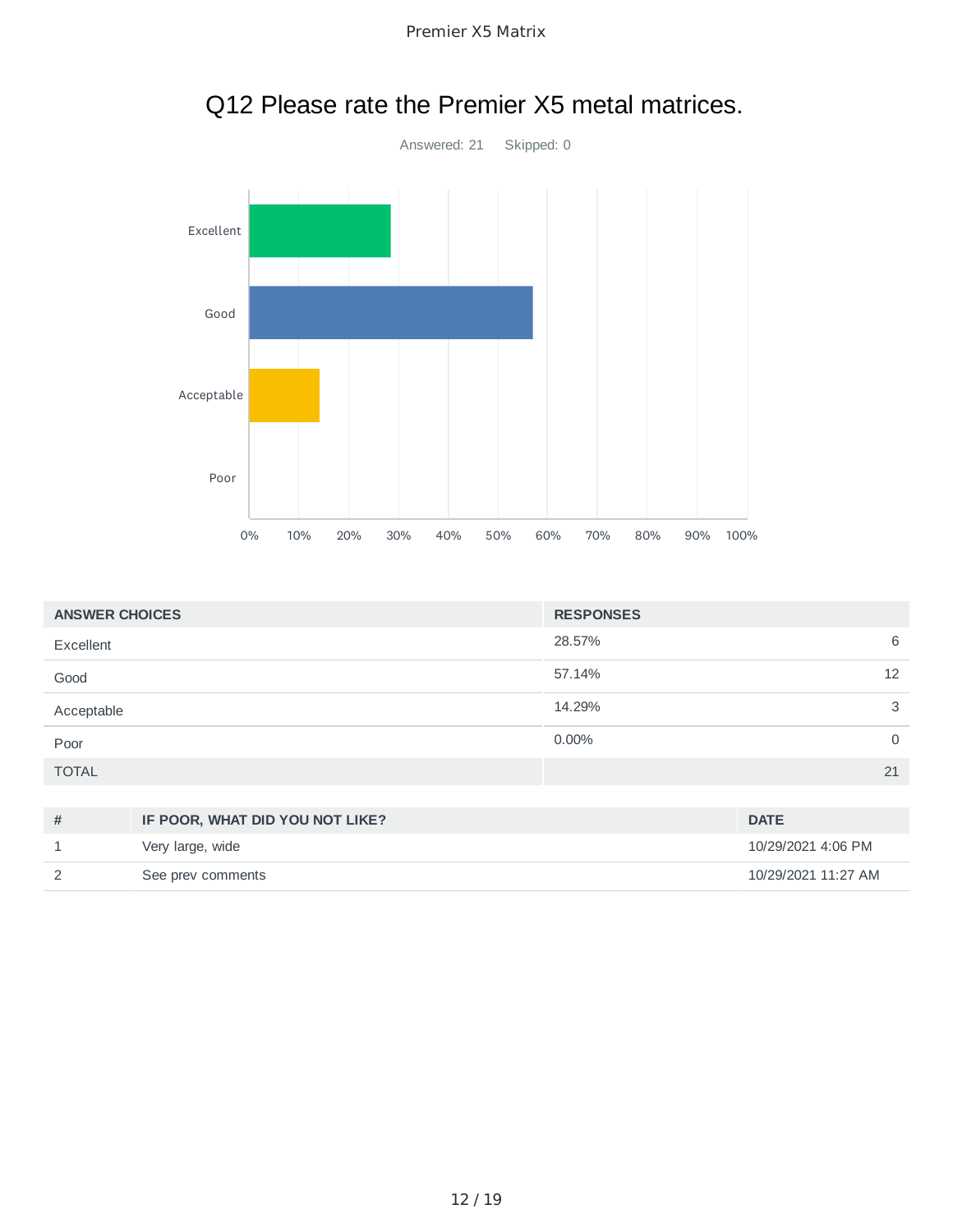# Q12 Please rate the Premier X5 metal matrices.

Answered: 21    Skipped: 0

| ANSWER CHOICES | RESPONSES | |
|---|---|---|
| Excellent | 28.57% | 6 |
| Good | 57.14% | 12 |
| Acceptable | 14.29% | 3 |
| Poor | 0.00% | 0 |
| TOTAL | | 21 |

| # | IF POOR, WHAT DID YOU NOT LIKE? | DATE |
|---|---|---|
| 1 | Very large, wide | 10/29/2021 4:06 PM |
| 2 | See prev comments | 10/29/2021 11:27 AM |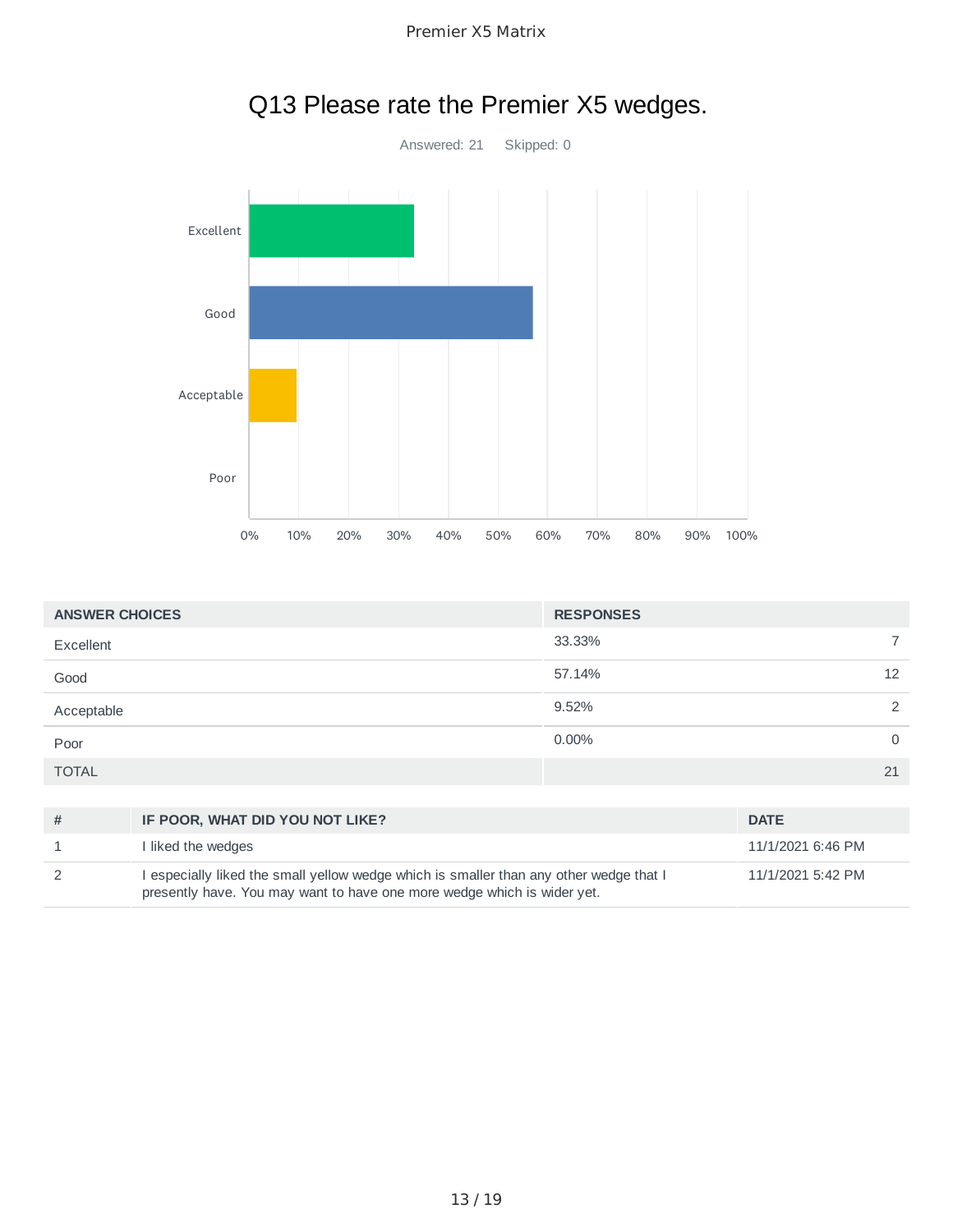# Q13 Please rate the Premier X5 wedges.

Answered: 21 Skipped: 0

| ANSWER CHOICES | RESPONSES | |
|---|---|---|
| Excellent | 33.33% | 7 |
| Good | 57.14% | 12 |
| Acceptable | 9.52% | 2 |
| Poor | 0.00% | 0 |
| TOTAL | | 21 |

| # | IF POOR, WHAT DID YOU NOT LIKE? | DATE |
|---|---|---|
| 1 | I liked the wedges | 11/1/2021 6:46 PM |
| 2 | I especially liked the small yellow wedge which is smaller than any other wedge that I presently have. You may want to have one more wedge which is wider yet. | 11/1/2021 5:42 PM |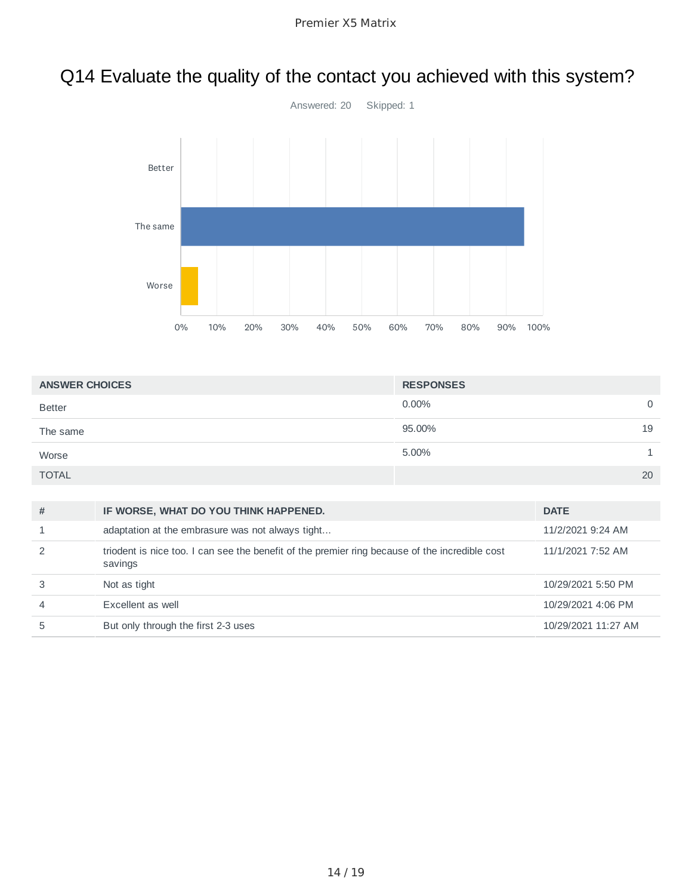## Q14 Evaluate the quality of the contact you achieved with this system?

Answered: 20 Skipped: 1

| ANSWER CHOICES | RESPONSES | |
|---|---|---|
| Better | 0.00% | 0 |
| The same | 95.00% | 19 |
| Worse | 5.00% | 1 |
| TOTAL | | 20 |

| # | IF WORSE, WHAT DO YOU THINK HAPPENED. | DATE |
|---|---|---|
| 1 | adaptation at the embrasure was not always tight... | 11/2/2021 9:24 AM |
| 2 | triodent is nice too. I can see the benefit of the premier ring because of the incredible cost savings | 11/1/2021 7:52 AM |
| 3 | Not as tight | 10/29/2021 5:50 PM |
| 4 | Excellent as well | 10/29/2021 4:06 PM |
| 5 | But only through the first 2-3 uses | 10/29/2021 11:27 AM |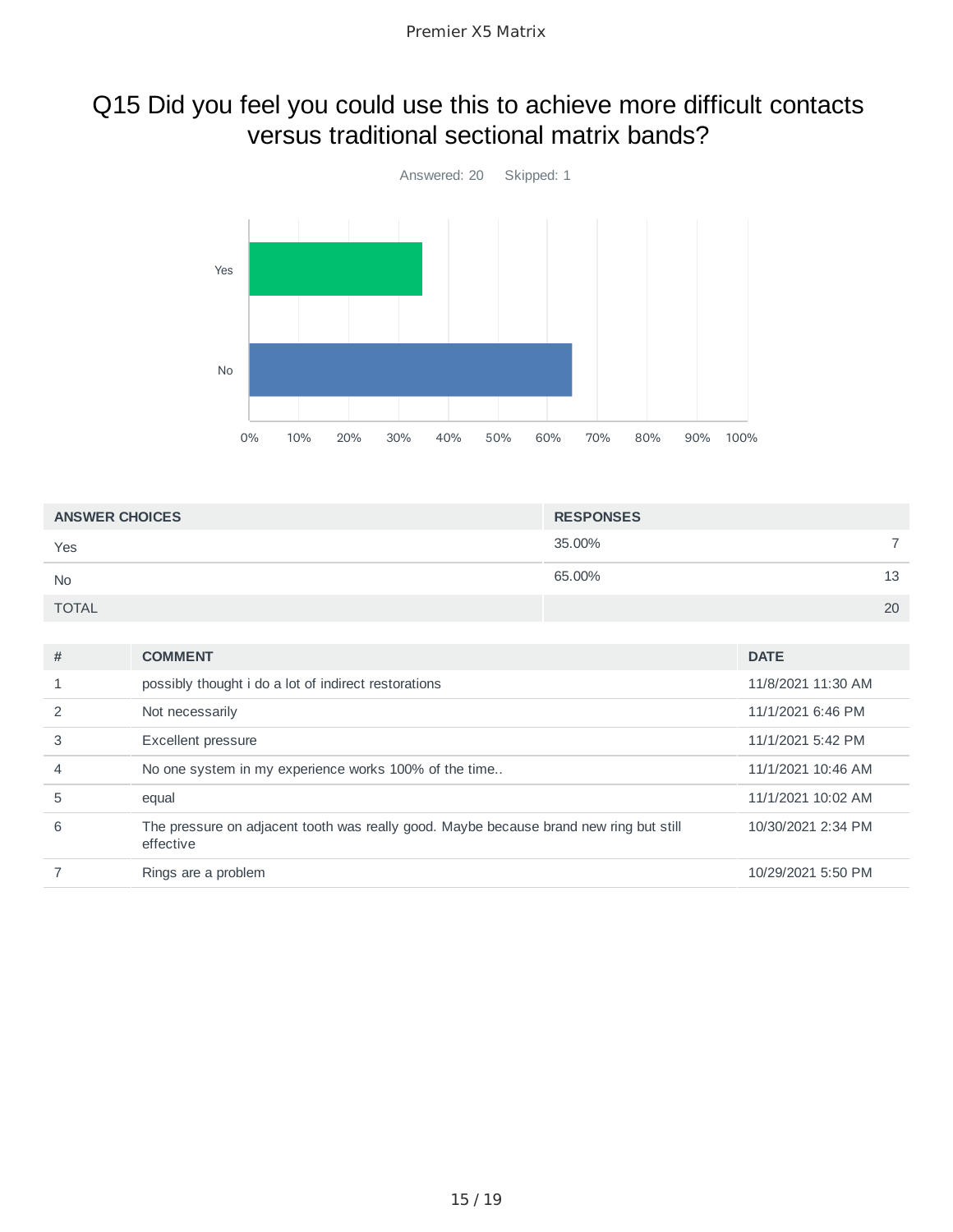# Q15 Did you feel you could use this to achieve more difficult contacts versus traditional sectional matrix bands?

Answered: 20 Skipped: 1

| ANSWER CHOICES | RESPONSES | |
|---|---|---|
| Yes | 35.00% | 7 |
| No | 65.00% | 13 |
| TOTAL | | 20 |

| # | COMMENT | DATE |
|---|---|---|
| 1 | possibly thought i do a lot of indirect restorations | 11/8/2021 11:30 AM |
| 2 | Not necessarily | 11/1/2021 6:46 PM |
| 3 | Excellent pressure | 11/1/2021 5:42 PM |
| 4 | No one system in my experience works 100% of the time.. | 11/1/2021 10:46 AM |
| 5 | equal | 11/1/2021 10:02 AM |
| 6 | The pressure on adjacent tooth was really good. Maybe because brand new ring but still effective | 10/30/2021 2:34 PM |
| 7 | Rings are a problem | 10/29/2021 5:50 PM |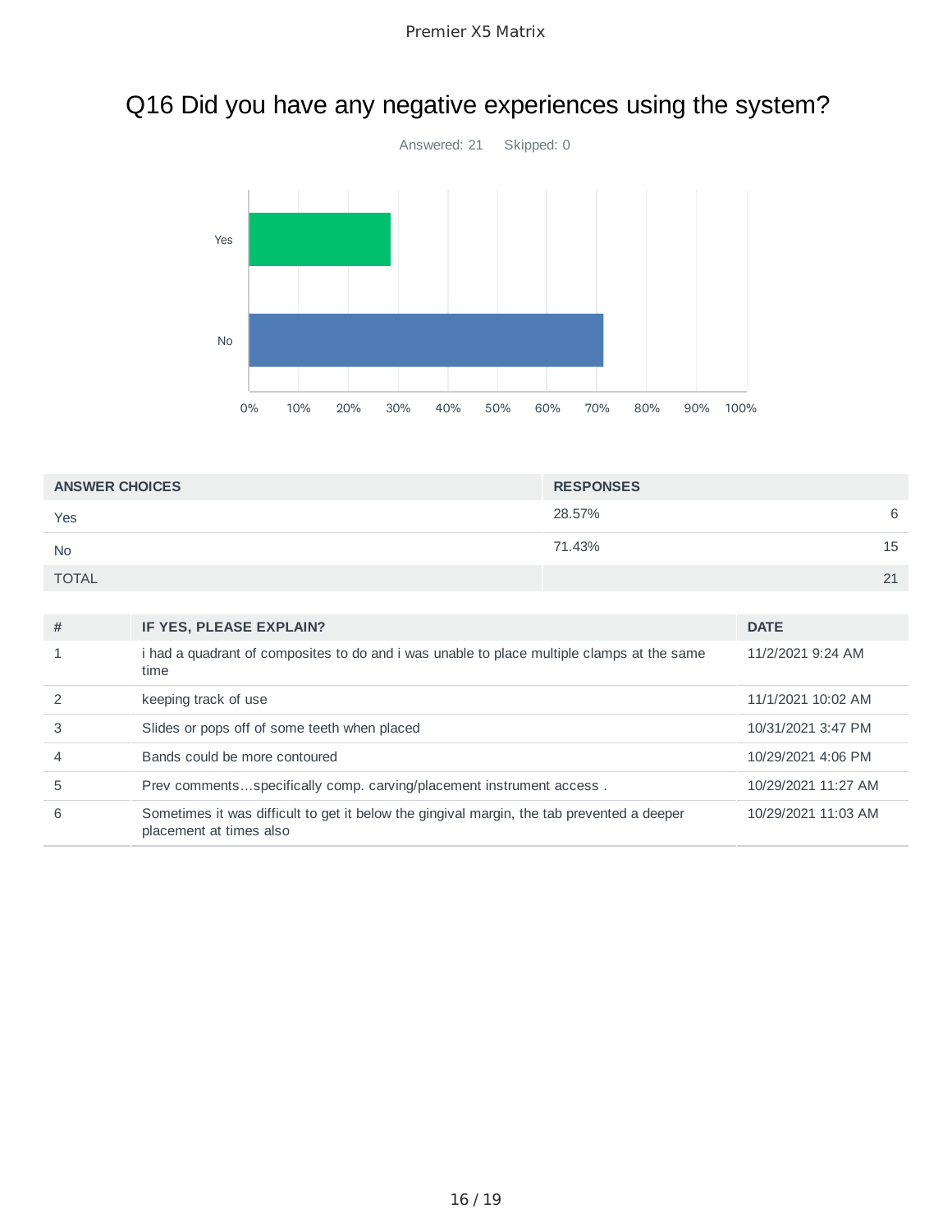# Q16 Did you have any negative experiences using the system?

Answered: 21 Skipped: 0

| ANSWER CHOICES | RESPONSES | |
|---|---|---|
| Yes | 28.57% | 6 |
| No | 71.43% | 15 |
| TOTAL | | 21 |

| # | IF YES, PLEASE EXPLAIN? | DATE |
|---|---|---|
| 1 | i had a quadrant of composites to do and i was unable to place multiple clamps at the same time | 11/2/2021 9:24 AM |
| 2 | keeping track of use | 11/1/2021 10:02 AM |
| 3 | Slides or pops off of some teeth when placed | 10/31/2021 3:47 PM |
| 4 | Bands could be more contoured | 10/29/2021 4:06 PM |
| 5 | Prev comments…specifically comp. carving/placement instrument access . | 10/29/2021 11:27 AM |
| 6 | Sometimes it was difficult to get it below the gingival margin, the tab prevented a deeper placement at times also | 10/29/2021 11:03 AM |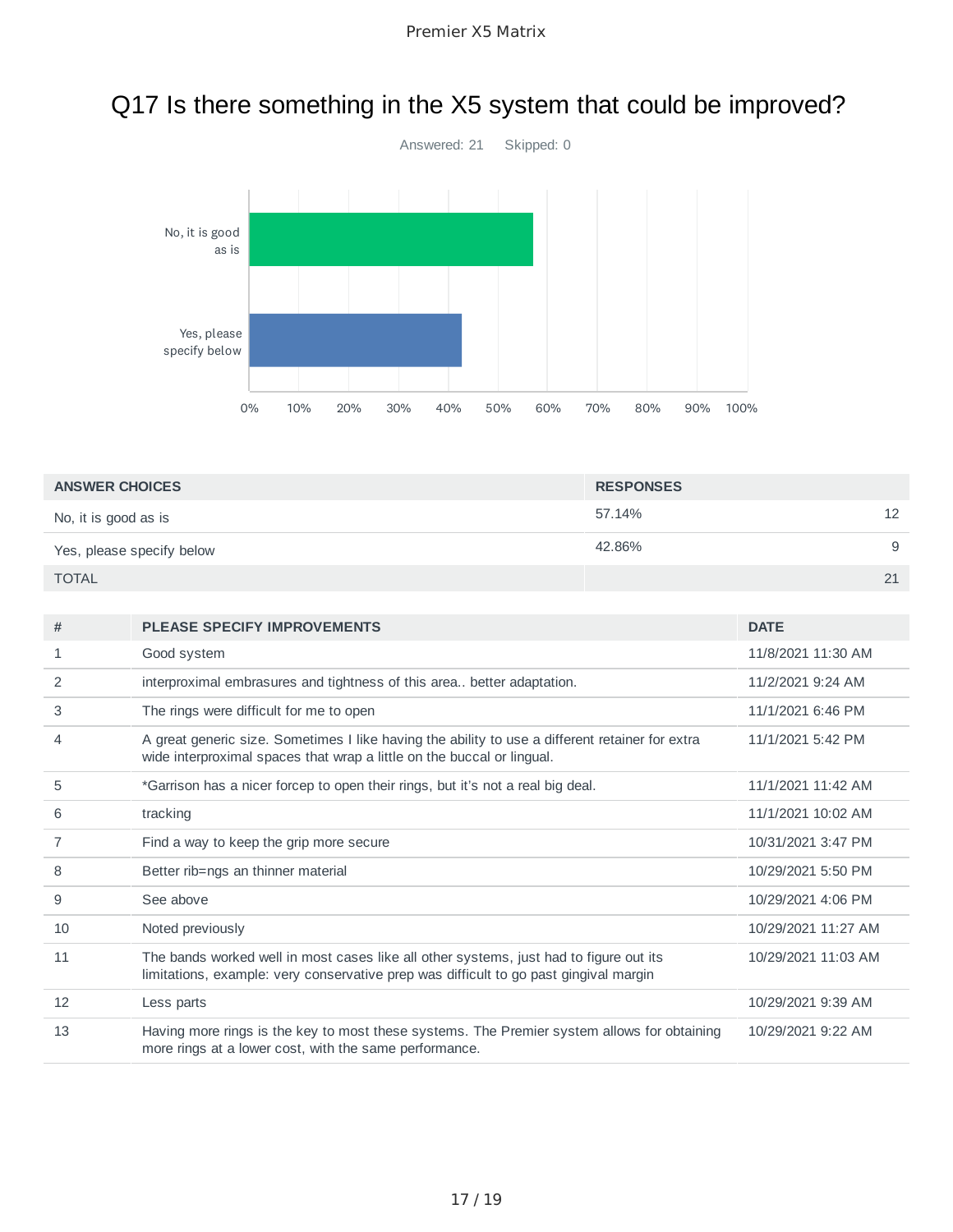# Q17 Is there something in the X5 system that could be improved?

Answered: 21 Skipped: 0

| ANSWER CHOICES | RESPONSES | |
|---|---|---|
| No, it is good as is | 57.14% | 12 |
| Yes, please specify below | 42.86% | 9 |
| TOTAL | | 21 |

| # | PLEASE SPECIFY IMPROVEMENTS | DATE |
|---|---|---|
| 1 | Good system | 11/8/2021 11:30 AM |
| 2 | interproximal embrasures and tightness of this area.. better adaptation. | 11/2/2021 9:24 AM |
| 3 | The rings were difficult for me to open | 11/1/2021 6:46 PM |
| 4 | A great generic size. Sometimes I like having the ability to use a different retainer for extra wide interproximal spaces that wrap a little on the buccal or lingual. | 11/1/2021 5:42 PM |
| 5 | *Garrison has a nicer forcep to open their rings, but it's not a real big deal. | 11/1/2021 11:42 AM |
| 6 | tracking | 11/1/2021 10:02 AM |
| 7 | Find a way to keep the grip more secure | 10/31/2021 3:47 PM |
| 8 | Better rib=ngs an thinner material | 10/29/2021 5:50 PM |
| 9 | See above | 10/29/2021 4:06 PM |
| 10 | Noted previously | 10/29/2021 11:27 AM |
| 11 | The bands worked well in most cases like all other systems, just had to figure out its limitations, example: very conservative prep was difficult to go past gingival margin | 10/29/2021 11:03 AM |
| 12 | Less parts | 10/29/2021 9:39 AM |
| 13 | Having more rings is the key to most these systems. The Premier system allows for obtaining more rings at a lower cost, with the same performance. | 10/29/2021 9:22 AM |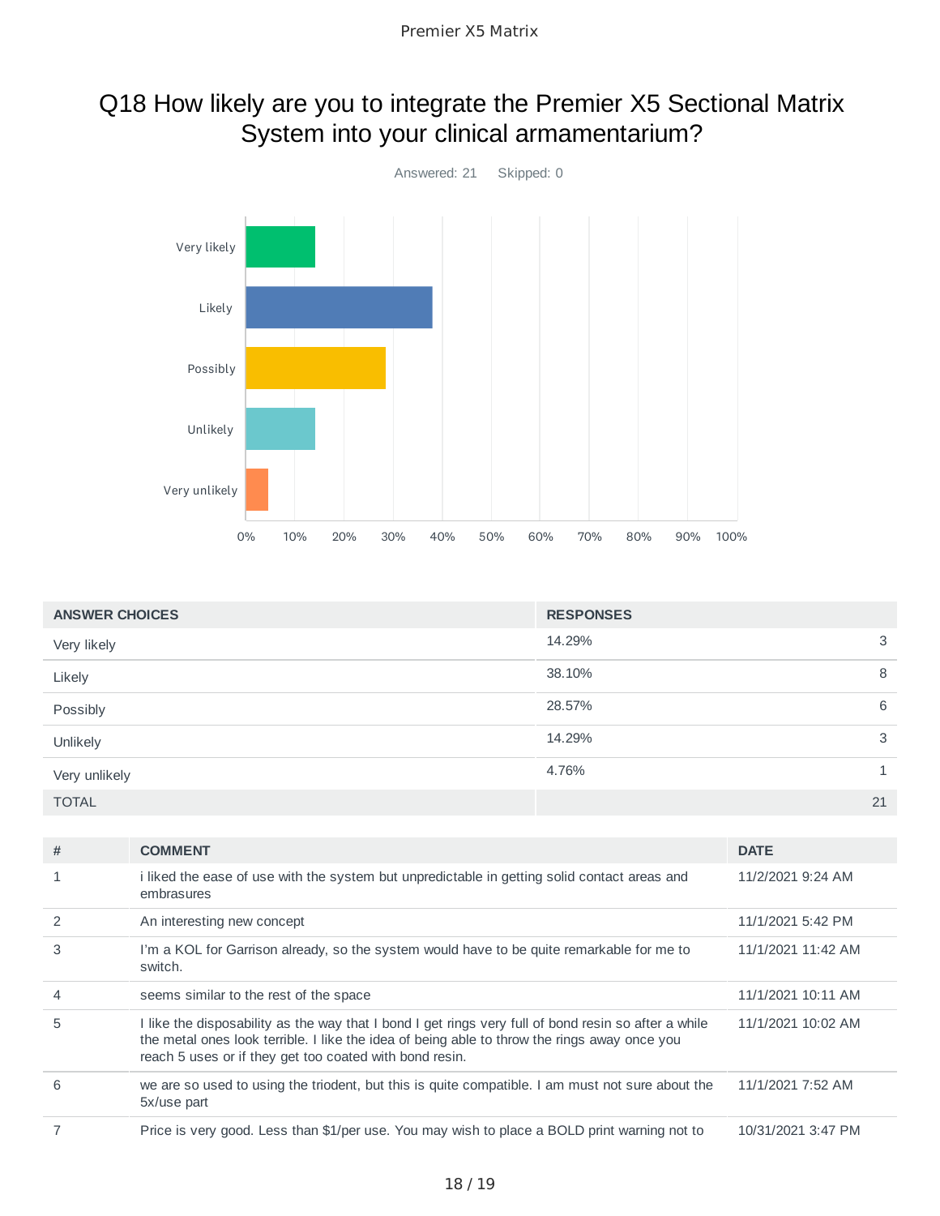# Q18 How likely are you to integrate the Premier X5 Sectional Matrix System into your clinical armamentarium?

Answered: 21 Skipped: 0

| ANSWER CHOICES | RESPONSES | |
|---|---|---|
| Very likely | 14.29% | 3 |
| Likely | 38.10% | 8 |
| Possibly | 28.57% | 6 |
| Unlikely | 14.29% | 3 |
| Very unlikely | 4.76% | 1 |
| TOTAL | | 21 |

| # | COMMENT | DATE |
|---|---|---|
| 1 | i liked the ease of use with the system but unpredictable in getting solid contact areas and embrasures | 11/2/2021 9:24 AM |
| 2 | An interesting new concept | 11/1/2021 5:42 PM |
| 3 | I'm a KOL for Garrison already, so the system would have to be quite remarkable for me to switch. | 11/1/2021 11:42 AM |
| 4 | seems similar to the rest of the space | 11/1/2021 10:11 AM |
| 5 | I like the disposability as the way that I bond I get rings very full of bond resin so after a while the metal ones look terrible. I like the idea of being able to throw the rings away once you reach 5 uses or if they get too coated with bond resin. | 11/1/2021 10:02 AM |
| 6 | we are so used to using the triodent, but this is quite compatible. I am must not sure about the 5x/use part | 11/1/2021 7:52 AM |
| 7 | Price is very good. Less than $1/per use. You may wish to place a BOLD print warning not to | 10/31/2021 3:47 PM |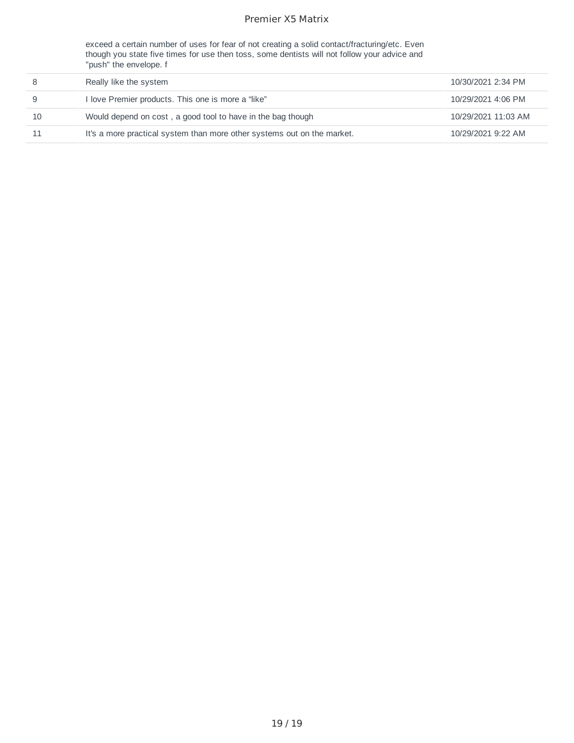| | | |
|---|---|---|
| | exceed a certain number of uses for fear of not creating a solid contact/fracturing/etc. Even though you state five times for use then toss, some dentists will not follow your advice and "push" the envelope. f | |
| 8 | Really like the system | 10/30/2021 2:34 PM |
| 9 | I love Premier products. This one is more a "like" | 10/29/2021 4:06 PM |
| 10 | Would depend on cost , a good tool to have in the bag though | 10/29/2021 11:03 AM |
| 11 | It's a more practical system than more other systems out on the market. | 10/29/2021 9:22 AM |